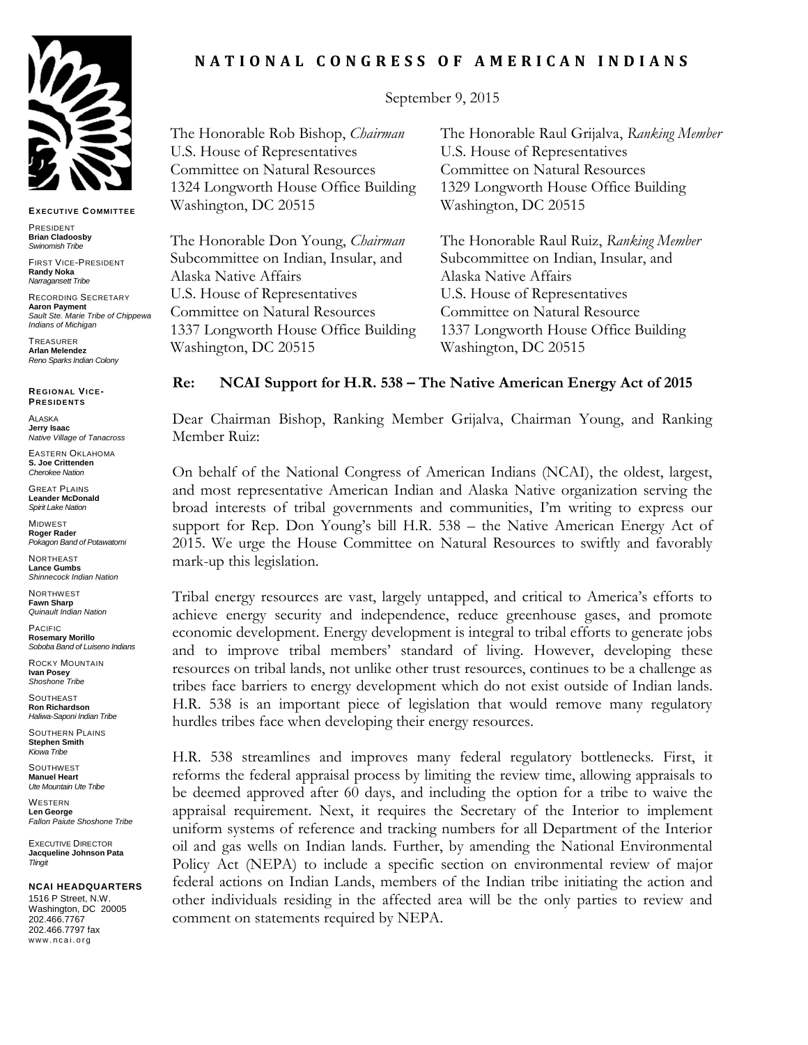# NATIONAL CONGRESS OF AMERICAN INDIANS

**EXECUTIVE COMMITTEE**

PRESIDENT
**Brian Cladoosby**
*Swinomish Tribe*

FIRST VICE-PRESIDENT
**Randy Noka**
*Narragansett Tribe*

RECORDING SECRETARY
**Aaron Payment**
*Sault Ste. Marie Tribe of Chippewa Indians of Michigan*

TREASURER
**Arlan Melendez**
*Reno Sparks Indian Colony*

**REGIONAL VICE-PRESIDENTS**

ALASKA
**Jerry Isaac**
*Native Village of Tanacross*

EASTERN OKLAHOMA
**S. Joe Crittenden**
*Cherokee Nation*

GREAT PLAINS
**Leander McDonald**
*Spirit Lake Nation*

MIDWEST
**Roger Rader**
*Pokagon Band of Potawatomi*

NORTHEAST
**Lance Gumbs**
*Shinnecock Indian Nation*

NORTHWEST
**Fawn Sharp**
*Quinault Indian Nation*

PACIFIC
**Rosemary Morillo**
*Soboba Band of Luiseno Indians*

ROCKY MOUNTAIN
**Ivan Posey**
*Shoshone Tribe*

SOUTHEAST
**Ron Richardson**
*Haliwa-Saponi Indian Tribe*

SOUTHERN PLAINS
**Stephen Smith**
*Kiowa Tribe*

SOUTHWEST
**Manuel Heart**
*Ute Mountain Ute Tribe*

WESTERN
**Len George**
*Fallon Paiute Shoshone Tribe*

EXECUTIVE DIRECTOR
**Jacqueline Johnson Pata**
*Tlingit*

**NCAI HEADQUARTERS**
1516 P Street, N.W.
Washington, DC 20005
202.466.7767
202.466.7797 fax
www.ncai.org

September 9, 2015

The Honorable Rob Bishop, *Chairman*
U.S. House of Representatives
Committee on Natural Resources
1324 Longworth House Office Building
Washington, DC 20515

The Honorable Raul Grijalva, *Ranking Member*
U.S. House of Representatives
Committee on Natural Resources
1329 Longworth House Office Building
Washington, DC 20515

The Honorable Don Young, *Chairman*
Subcommittee on Indian, Insular, and Alaska Native Affairs
U.S. House of Representatives
Committee on Natural Resources
1337 Longworth House Office Building
Washington, DC 20515

The Honorable Raul Ruiz, *Ranking Member*
Subcommittee on Indian, Insular, and Alaska Native Affairs
U.S. House of Representatives
Committee on Natural Resource
1337 Longworth House Office Building
Washington, DC 20515

**Re: NCAI Support for H.R. 538 – The Native American Energy Act of 2015**

Dear Chairman Bishop, Ranking Member Grijalva, Chairman Young, and Ranking Member Ruiz:

On behalf of the National Congress of American Indians (NCAI), the oldest, largest, and most representative American Indian and Alaska Native organization serving the broad interests of tribal governments and communities, I'm writing to express our support for Rep. Don Young's bill H.R. 538 – the Native American Energy Act of 2015. We urge the House Committee on Natural Resources to swiftly and favorably mark-up this legislation.

Tribal energy resources are vast, largely untapped, and critical to America's efforts to achieve energy security and independence, reduce greenhouse gases, and promote economic development. Energy development is integral to tribal efforts to generate jobs and to improve tribal members' standard of living. However, developing these resources on tribal lands, not unlike other trust resources, continues to be a challenge as tribes face barriers to energy development which do not exist outside of Indian lands. H.R. 538 is an important piece of legislation that would remove many regulatory hurdles tribes face when developing their energy resources.

H.R. 538 streamlines and improves many federal regulatory bottlenecks. First, it reforms the federal appraisal process by limiting the review time, allowing appraisals to be deemed approved after 60 days, and including the option for a tribe to waive the appraisal requirement. Next, it requires the Secretary of the Interior to implement uniform systems of reference and tracking numbers for all Department of the Interior oil and gas wells on Indian lands. Further, by amending the National Environmental Policy Act (NEPA) to include a specific section on environmental review of major federal actions on Indian Lands, members of the Indian tribe initiating the action and other individuals residing in the affected area will be the only parties to review and comment on statements required by NEPA.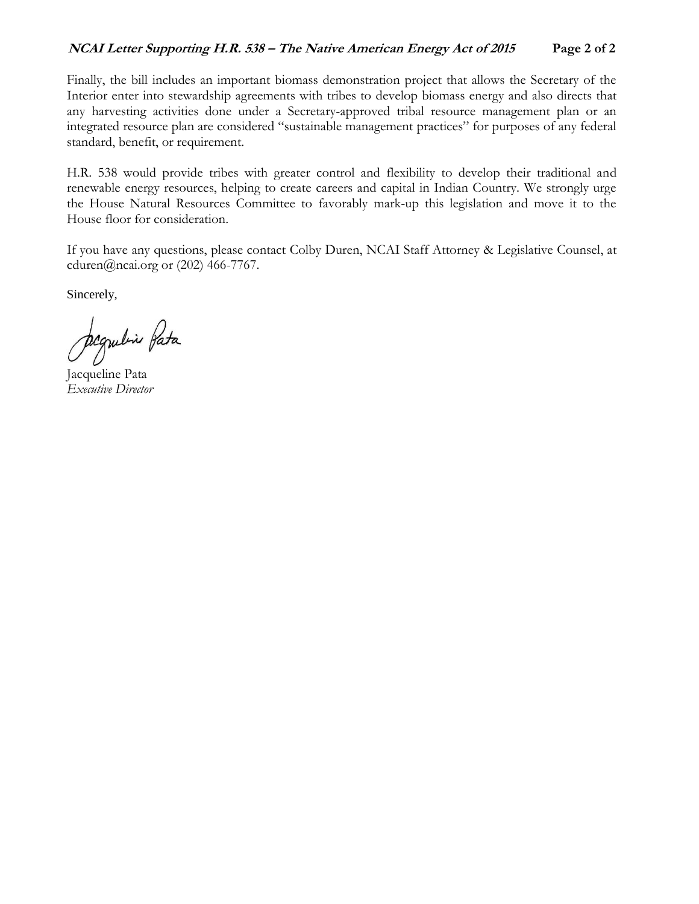Finally, the bill includes an important biomass demonstration project that allows the Secretary of the Interior enter into stewardship agreements with tribes to develop biomass energy and also directs that any harvesting activities done under a Secretary-approved tribal resource management plan or an integrated resource plan are considered "sustainable management practices" for purposes of any federal standard, benefit, or requirement.

H.R. 538 would provide tribes with greater control and flexibility to develop their traditional and renewable energy resources, helping to create careers and capital in Indian Country. We strongly urge the House Natural Resources Committee to favorably mark-up this legislation and move it to the House floor for consideration.

If you have any questions, please contact Colby Duren, NCAI Staff Attorney & Legislative Counsel, at cduren@ncai.org or (202) 466-7767.

Sincerely,

Jacqueline Pata
*Executive Director*